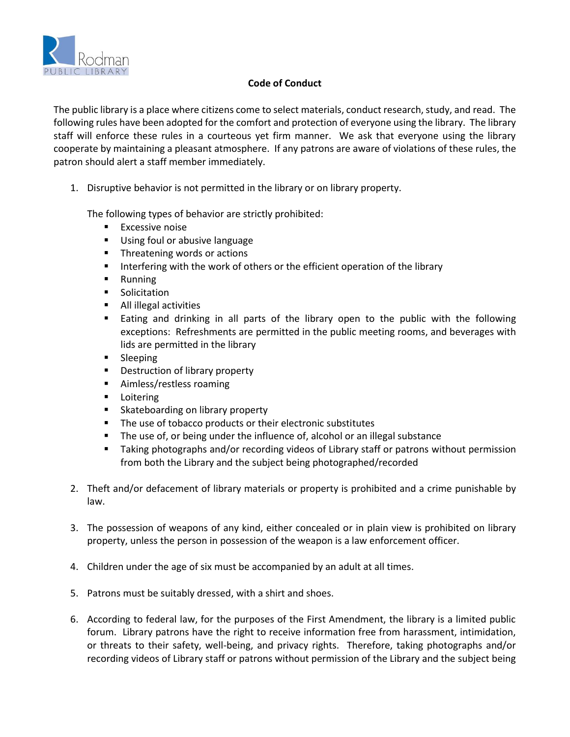Rodman PUBLIC LIBRARY

# Code of Conduct

The public library is a place where citizens come to select materials, conduct research, study, and read. The following rules have been adopted for the comfort and protection of everyone using the library. The library staff will enforce these rules in a courteous yet firm manner. We ask that everyone using the library cooperate by maintaining a pleasant atmosphere. If any patrons are aware of violations of these rules, the patron should alert a staff member immediately.

1. Disruptive behavior is not permitted in the library or on library property.

   The following types of behavior are strictly prohibited:
   - Excessive noise
   - Using foul or abusive language
   - Threatening words or actions
   - Interfering with the work of others or the efficient operation of the library
   - Running
   - Solicitation
   - All illegal activities
   - Eating and drinking in all parts of the library open to the public with the following exceptions: Refreshments are permitted in the public meeting rooms, and beverages with lids are permitted in the library
   - Sleeping
   - Destruction of library property
   - Aimless/restless roaming
   - Loitering
   - Skateboarding on library property
   - The use of tobacco products or their electronic substitutes
   - The use of, or being under the influence of, alcohol or an illegal substance
   - Taking photographs and/or recording videos of Library staff or patrons without permission from both the Library and the subject being photographed/recorded

2. Theft and/or defacement of library materials or property is prohibited and a crime punishable by law.

3. The possession of weapons of any kind, either concealed or in plain view is prohibited on library property, unless the person in possession of the weapon is a law enforcement officer.

4. Children under the age of six must be accompanied by an adult at all times.

5. Patrons must be suitably dressed, with a shirt and shoes.

6. According to federal law, for the purposes of the First Amendment, the library is a limited public forum. Library patrons have the right to receive information free from harassment, intimidation, or threats to their safety, well-being, and privacy rights. Therefore, taking photographs and/or recording videos of Library staff or patrons without permission of the Library and the subject being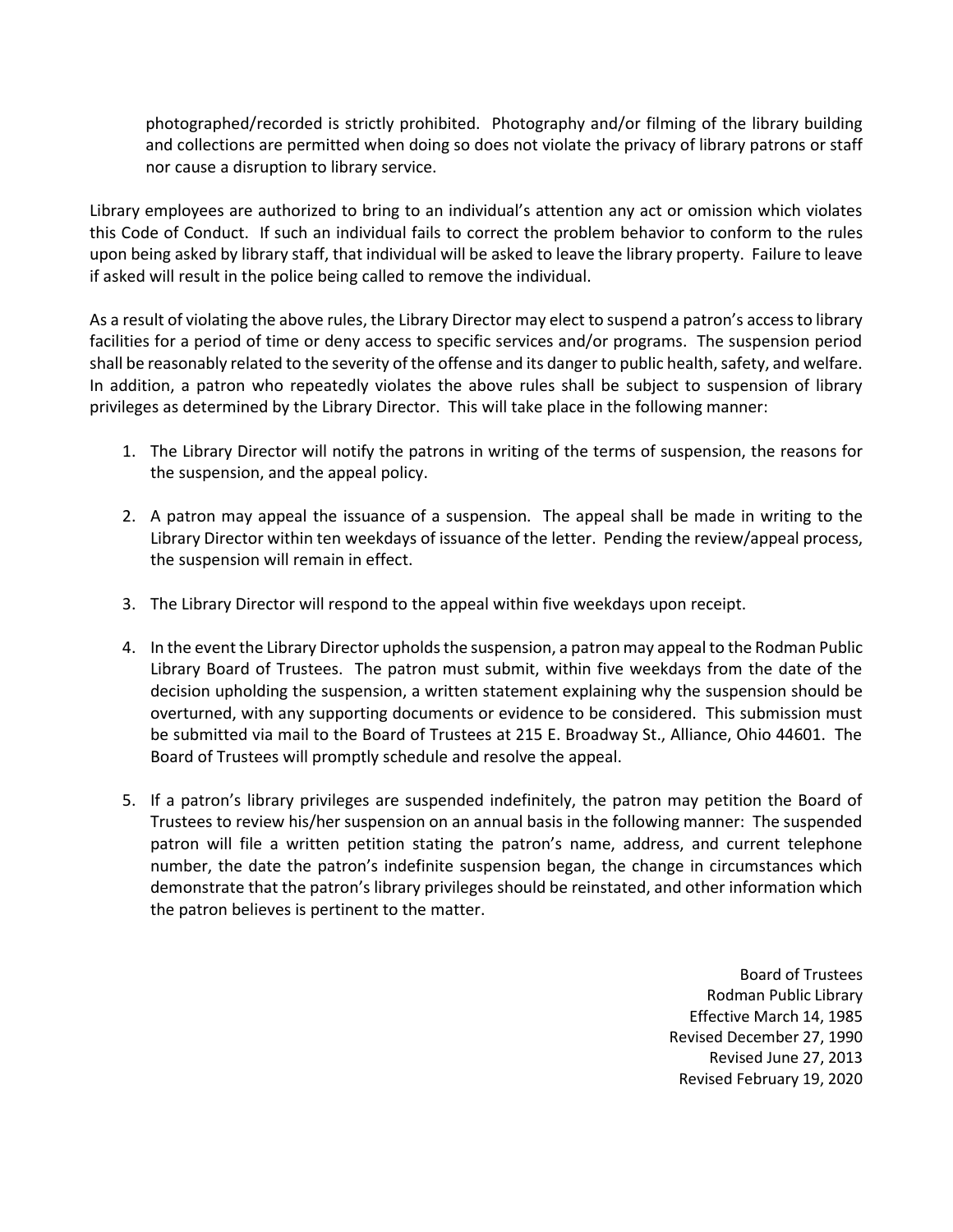photographed/recorded is strictly prohibited. Photography and/or filming of the library building and collections are permitted when doing so does not violate the privacy of library patrons or staff nor cause a disruption to library service.

Library employees are authorized to bring to an individual's attention any act or omission which violates this Code of Conduct. If such an individual fails to correct the problem behavior to conform to the rules upon being asked by library staff, that individual will be asked to leave the library property. Failure to leave if asked will result in the police being called to remove the individual.

As a result of violating the above rules, the Library Director may elect to suspend a patron's access to library facilities for a period of time or deny access to specific services and/or programs. The suspension period shall be reasonably related to the severity of the offense and its danger to public health, safety, and welfare. In addition, a patron who repeatedly violates the above rules shall be subject to suspension of library privileges as determined by the Library Director. This will take place in the following manner:

1. The Library Director will notify the patrons in writing of the terms of suspension, the reasons for the suspension, and the appeal policy.

2. A patron may appeal the issuance of a suspension. The appeal shall be made in writing to the Library Director within ten weekdays of issuance of the letter. Pending the review/appeal process, the suspension will remain in effect.

3. The Library Director will respond to the appeal within five weekdays upon receipt.

4. In the event the Library Director upholds the suspension, a patron may appeal to the Rodman Public Library Board of Trustees. The patron must submit, within five weekdays from the date of the decision upholding the suspension, a written statement explaining why the suspension should be overturned, with any supporting documents or evidence to be considered. This submission must be submitted via mail to the Board of Trustees at 215 E. Broadway St., Alliance, Ohio 44601. The Board of Trustees will promptly schedule and resolve the appeal.

5. If a patron's library privileges are suspended indefinitely, the patron may petition the Board of Trustees to review his/her suspension on an annual basis in the following manner: The suspended patron will file a written petition stating the patron's name, address, and current telephone number, the date the patron's indefinite suspension began, the change in circumstances which demonstrate that the patron's library privileges should be reinstated, and other information which the patron believes is pertinent to the matter.

Board of Trustees
Rodman Public Library
Effective March 14, 1985
Revised December 27, 1990
Revised June 27, 2013
Revised February 19, 2020